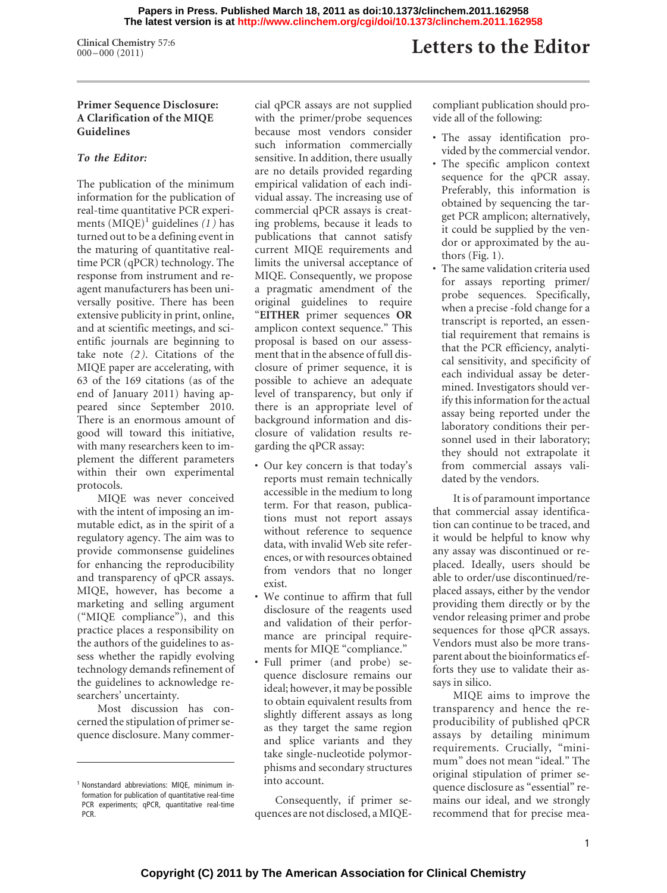# Letters to the Editor

## Primer Sequence Disclosure: A Clarification of the MIQE Guidelines

***To the Editor:***

The publication of the minimum information for the publication of real-time quantitative PCR experiments (MIQE)[1] guidelines *(1)* has turned out to be a defining event in the maturing of quantitative real-time PCR (qPCR) technology. The response from instrument and reagent manufacturers has been universally positive. There has been extensive publicity in print, online, and at scientific meetings, and scientific journals are beginning to take note *(2)*. Citations of the MIQE paper are accelerating, with 63 of the 169 citations (as of the end of January 2011) having appeared since September 2010. There is an enormous amount of good will toward this initiative, with many researchers keen to implement the different parameters within their own experimental protocols.

MIQE was never conceived with the intent of imposing an immutable edict, as in the spirit of a regulatory agency. The aim was to provide commonsense guidelines for enhancing the reproducibility and transparency of qPCR assays. MIQE, however, has become a marketing and selling argument ("MIQE compliance"), and this practice places a responsibility on the authors of the guidelines to assess whether the rapidly evolving technology demands refinement of the guidelines to acknowledge researchers' uncertainty.

Most discussion has concerned the stipulation of primer sequence disclosure. Many commercial qPCR assays are not supplied with the primer/probe sequences because most vendors consider such information commercially sensitive. In addition, there usually are no details provided regarding empirical validation of each individual assay. The increasing use of commercial qPCR assays is creating problems, because it leads to publications that cannot satisfy current MIQE requirements and limits the universal acceptance of MIQE. Consequently, we propose a pragmatic amendment of the original guidelines to require "**EITHER** primer sequences **OR** amplicon context sequence." This proposal is based on our assessment that in the absence of full disclosure of primer sequence, it is possible to achieve an adequate level of transparency, but only if there is an appropriate level of background information and disclosure of validation results regarding the qPCR assay:

- Our key concern is that today's reports must remain technically accessible in the medium to long term. For that reason, publications must not report assays without reference to sequence data, with invalid Web site references, or with resources obtained from vendors that no longer exist.
- We continue to affirm that full disclosure of the reagents used and validation of their performance are principal requirements for MIQE "compliance."
- Full primer (and probe) sequence disclosure remains our ideal; however, it may be possible to obtain equivalent results from slightly different assays as long as they target the same region and splice variants and they take single-nucleotide polymorphisms and secondary structures into account.

Consequently, if primer sequences are not disclosed, a MIQE-compliant publication should provide all of the following:

- The assay identification provided by the commercial vendor.
- The specific amplicon context sequence for the qPCR assay. Preferably, this information is obtained by sequencing the target PCR amplicon; alternatively, it could be supplied by the vendor or approximated by the authors (Fig. 1).
- The same validation criteria used for assays reporting primer/probe sequences. Specifically, when a precise -fold change for a transcript is reported, an essential requirement that remains is that the PCR efficiency, analytical sensitivity, and specificity of each individual assay be determined. Investigators should verify this information for the actual assay being reported under the laboratory conditions their personnel used in their laboratory; they should not extrapolate it from commercial assays validated by the vendors.

It is of paramount importance that commercial assay identification can continue to be traced, and it would be helpful to know why any assay was discontinued or replaced. Ideally, users should be able to order/use discontinued/replaced assays, either by the vendor providing them directly or by the vendor releasing primer and probe sequences for those qPCR assays. Vendors must also be more transparent about the bioinformatics efforts they use to validate their assays in silico.

MIQE aims to improve the transparency and hence the reproducibility of published qPCR assays by detailing minimum requirements. Crucially, "minimum" does not mean "ideal." The original stipulation of primer sequence disclosure as "essential" remains our ideal, and we strongly recommend that for precise mea-

---

[1] Nonstandard abbreviations: MIQE, minimum information for publication of quantitative real-time PCR experiments; qPCR, quantitative real-time PCR.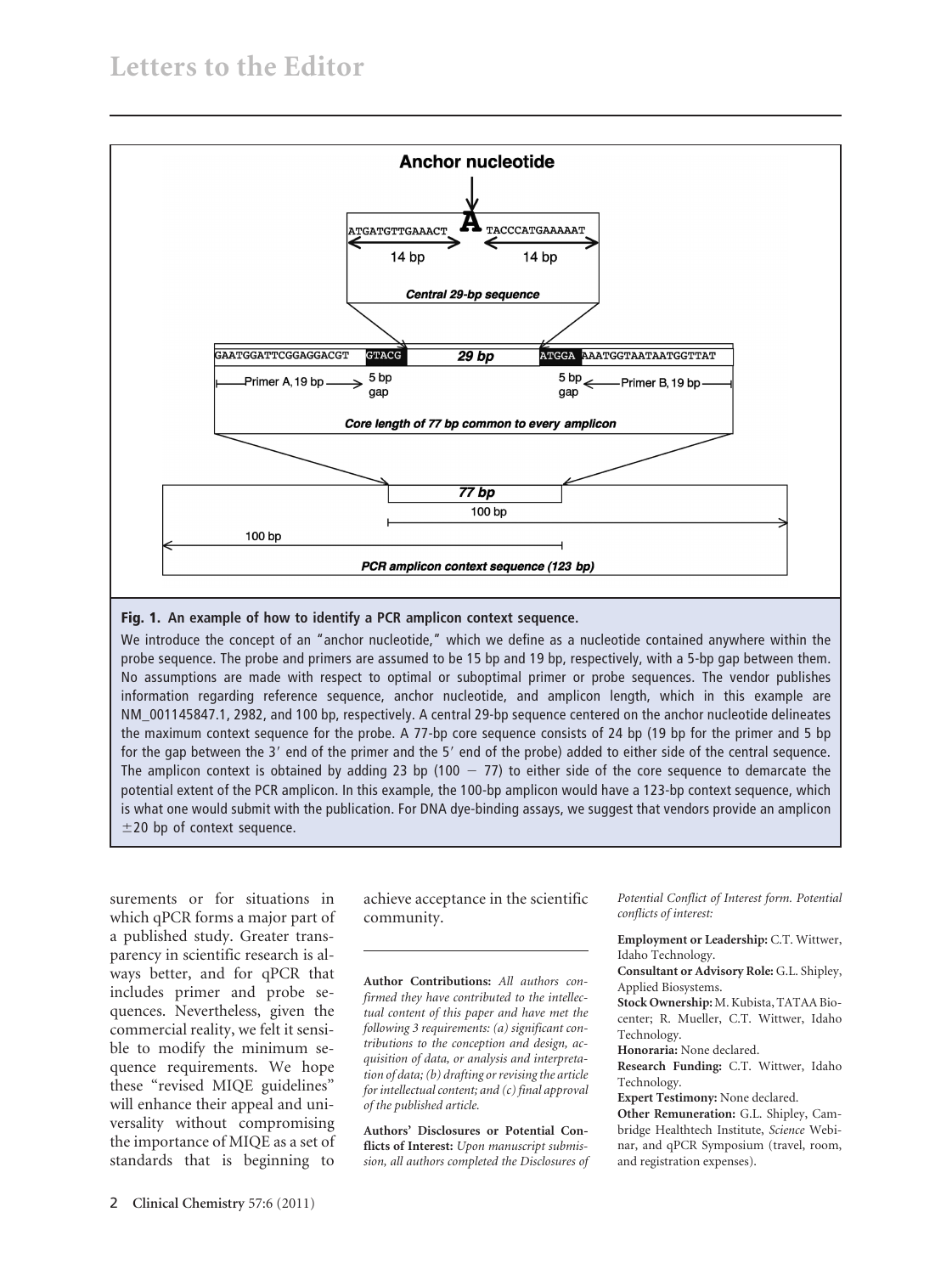**Fig. 1. An example of how to identify a PCR amplicon context sequence.**

We introduce the concept of an "anchor nucleotide," which we define as a nucleotide contained anywhere within the probe sequence. The probe and primers are assumed to be 15 bp and 19 bp, respectively, with a 5-bp gap between them. No assumptions are made with respect to optimal or suboptimal primer or probe sequences. The vendor publishes information regarding reference sequence, anchor nucleotide, and amplicon length, which in this example are NM_001145847.1, 2982, and 100 bp, respectively. A central 29-bp sequence centered on the anchor nucleotide delineates the maximum context sequence for the probe. A 77-bp core sequence consists of 24 bp (19 bp for the primer and 5 bp for the gap between the 3′ end of the primer and the 5′ end of the probe) added to either side of the central sequence. The amplicon context is obtained by adding 23 bp (100 − 77) to either side of the core sequence to demarcate the potential extent of the PCR amplicon. In this example, the 100-bp amplicon would have a 123-bp context sequence, which is what one would submit with the publication. For DNA dye-binding assays, we suggest that vendors provide an amplicon ±20 bp of context sequence.

surements or for situations in which qPCR forms a major part of a published study. Greater transparency in scientific research is always better, and for qPCR that includes primer and probe sequences. Nevertheless, given the commercial reality, we felt it sensible to modify the minimum sequence requirements. We hope these "revised MIQE guidelines" will enhance their appeal and universality without compromising the importance of MIQE as a set of standards that is beginning to achieve acceptance in the scientific community.

---

**Author Contributions:** *All authors confirmed they have contributed to the intellectual content of this paper and have met the following 3 requirements: (a) significant contributions to the conception and design, acquisition of data, or analysis and interpretation of data; (b) drafting or revising the article for intellectual content; and (c) final approval of the published article.*

**Authors' Disclosures or Potential Conflicts of Interest:** *Upon manuscript submission, all authors completed the Disclosures of Potential Conflict of Interest form. Potential conflicts of interest:*

**Employment or Leadership:** C.T. Wittwer, Idaho Technology.
**Consultant or Advisory Role:** G.L. Shipley, Applied Biosystems.
**Stock Ownership:** M. Kubista, TATAA Biocenter; R. Mueller, C.T. Wittwer, Idaho Technology.
**Honoraria:** None declared.
**Research Funding:** C.T. Wittwer, Idaho Technology.
**Expert Testimony:** None declared.
**Other Remuneration:** G.L. Shipley, Cambridge Healthtech Institute, *Science* Webinar, and qPCR Symposium (travel, room, and registration expenses).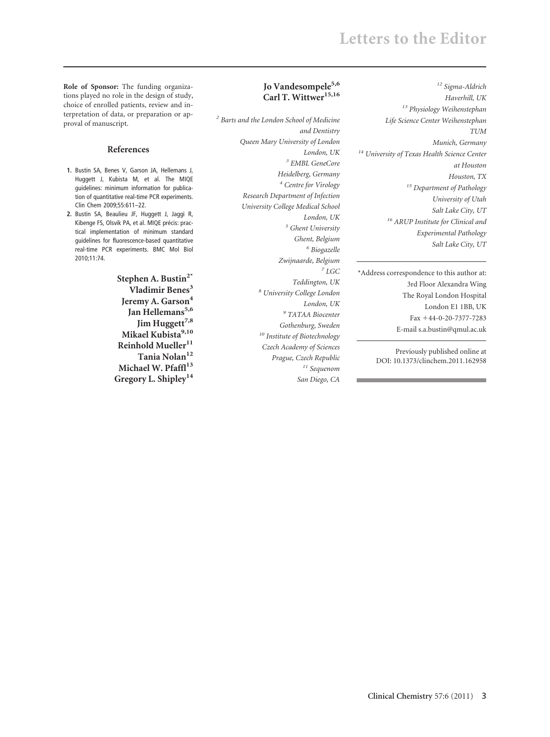**Role of Sponsor:** The funding organizations played no role in the design of study, choice of enrolled patients, review and interpretation of data, or preparation or approval of manuscript.

## References

1. Bustin SA, Benes V, Garson JA, Hellemans J, Huggett J, Kubista M, et al. The MIQE guidelines: minimum information for publication of quantitative real-time PCR experiments. Clin Chem 2009;55:611–22.
2. Bustin SA, Beaulieu JF, Huggett J, Jaggi R, Kibenge FS, Olsvik PA, et al. MIQE précis: practical implementation of minimum standard guidelines for fluorescence-based quantitative real-time PCR experiments. BMC Mol Biol 2010;11:74.

**Stephen A. Bustin[2*]**
**Vladimir Benes[3]**
**Jeremy A. Garson[4]**
**Jan Hellemans[5,6]**
**Jim Huggett[7,8]**
**Mikael Kubista[9,10]**
**Reinhold Mueller[11]**
**Tania Nolan[12]**
**Michael W. Pfaffl[13]**
**Gregory L. Shipley[14]**
**Jo Vandesompele[5,6]**
**Carl T. Wittwer[15,16]**

*[2] Barts and the London School of Medicine and Dentistry*
*Queen Mary University of London*
*London, UK*
*[3] EMBL GeneCore*
*Heidelberg, Germany*
*[4] Centre for Virology*
*Research Department of Infection*
*University College Medical School*
*London, UK*
*[5] Ghent University*
*Ghent, Belgium*
*[6] Biogazelle*
*Zwijnaarde, Belgium*
*[7] LGC*
*Teddington, UK*
*[8] University College London*
*London, UK*
*[9] TATAA Biocenter*
*Gothenburg, Sweden*
*[10] Institute of Biotechnology*
*Czech Academy of Sciences*
*Prague, Czech Republic*
*[11] Sequenom*
*San Diego, CA*
*[12] Sigma-Aldrich*
*Haverhill, UK*
*[13] Physiology Weihenstephan*
*Life Science Center Weihenstephan*
*TUM*
*Munich, Germany*
*[14] University of Texas Health Science Center at Houston*
*Houston, TX*
*[15] Department of Pathology*
*University of Utah*
*Salt Lake City, UT*
*[16] ARUP Institute for Clinical and Experimental Pathology*
*Salt Lake City, UT*

*Address correspondence to this author at:
3rd Floor Alexandra Wing
The Royal London Hospital
London E1 1BB, UK
Fax +44-0-20-7377-7283
E-mail s.a.bustin@qmul.ac.uk

Previously published online at DOI: 10.1373/clinchem.2011.162958